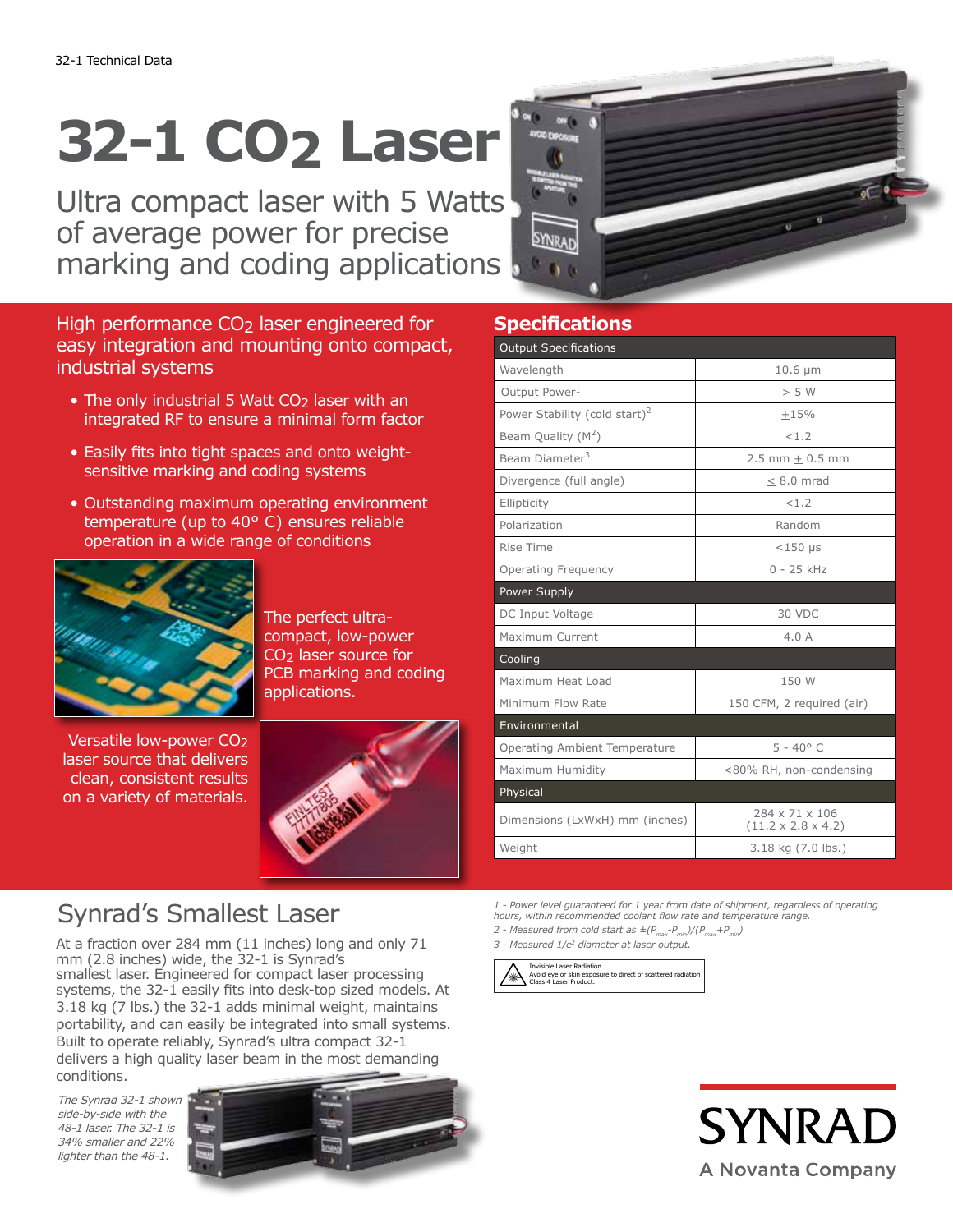32-1 Technical Data

# 32-1 $CO_2$ Laser

## Ultra compact laser with 5 Watts of average power for precise marking and coding applications

High performance $CO_2$ laser engineered for easy integration and mounting onto compact, industrial systems

- The only industrial 5 Watt $CO_2$ laser with an integrated RF to ensure a minimal form factor
- Easily fits into tight spaces and onto weight-sensitive marking and coding systems
- Outstanding maximum operating environment temperature (up to 40° C) ensures reliable operation in a wide range of conditions

The perfect ultra-compact, low-power $CO_2$ laser source for PCB marking and coding applications.

Versatile low-power $CO_2$ laser source that delivers clean, consistent results on a variety of materials.

## Specifications

| Output Specifications | |
|---|---|
| Wavelength | 10.6 µm |
| Output Power[1] | > 5 W |
| Power Stability (cold start)[2] | ±15% |
| Beam Quality ($M^2$) | <1.2 |
| Beam Diameter[3] | 2.5 mm ± 0.5 mm |
| Divergence (full angle) | ≤ 8.0 mrad |
| Ellipticity | <1.2 |
| Polarization | Random |
| Rise Time | <150 µs |
| Operating Frequency | 0 - 25 kHz |
| **Power Supply** | |
| DC Input Voltage | 30 VDC |
| Maximum Current | 4.0 A |
| **Cooling** | |
| Maximum Heat Load | 150 W |
| Minimum Flow Rate | 150 CFM, 2 required (air) |
| **Environmental** | |
| Operating Ambient Temperature | 5 - 40° C |
| Maximum Humidity | ≤80% RH, non-condensing |
| **Physical** | |
| Dimensions (LxWxH) mm (inches) | 284 x 71 x 106 (11.2 x 2.8 x 4.2) |
| Weight | 3.18 kg (7.0 lbs.) |

*1 - Power level guaranteed for 1 year from date of shipment, regardless of operating hours, within recommended coolant flow rate and temperature range.*

*2 - Measured from cold start as $\pm(P_{max}-P_{min})/(P_{max}+P_{min})$*

*3 - Measured $1/e^2$ diameter at laser output.*

Invisible Laser Radiation
Avoid eye or skin exposure to direct of scattered radiation
Class 4 Laser Product.

## Synrad's Smallest Laser

At a fraction over 284 mm (11 inches) long and only 71 mm (2.8 inches) wide, the 32-1 is Synrad's smallest laser. Engineered for compact laser processing systems, the 32-1 easily fits into desk-top sized models. At 3.18 kg (7 lbs.) the 32-1 adds minimal weight, maintains portability, and can easily be integrated into small systems. Built to operate reliably, Synrad's ultra compact 32-1 delivers a high quality laser beam in the most demanding conditions.

*The Synrad 32-1 shown side-by-side with the 48-1 laser. The 32-1 is 34% smaller and 22% lighter than the 48-1.*

SYNRAD
A Novanta Company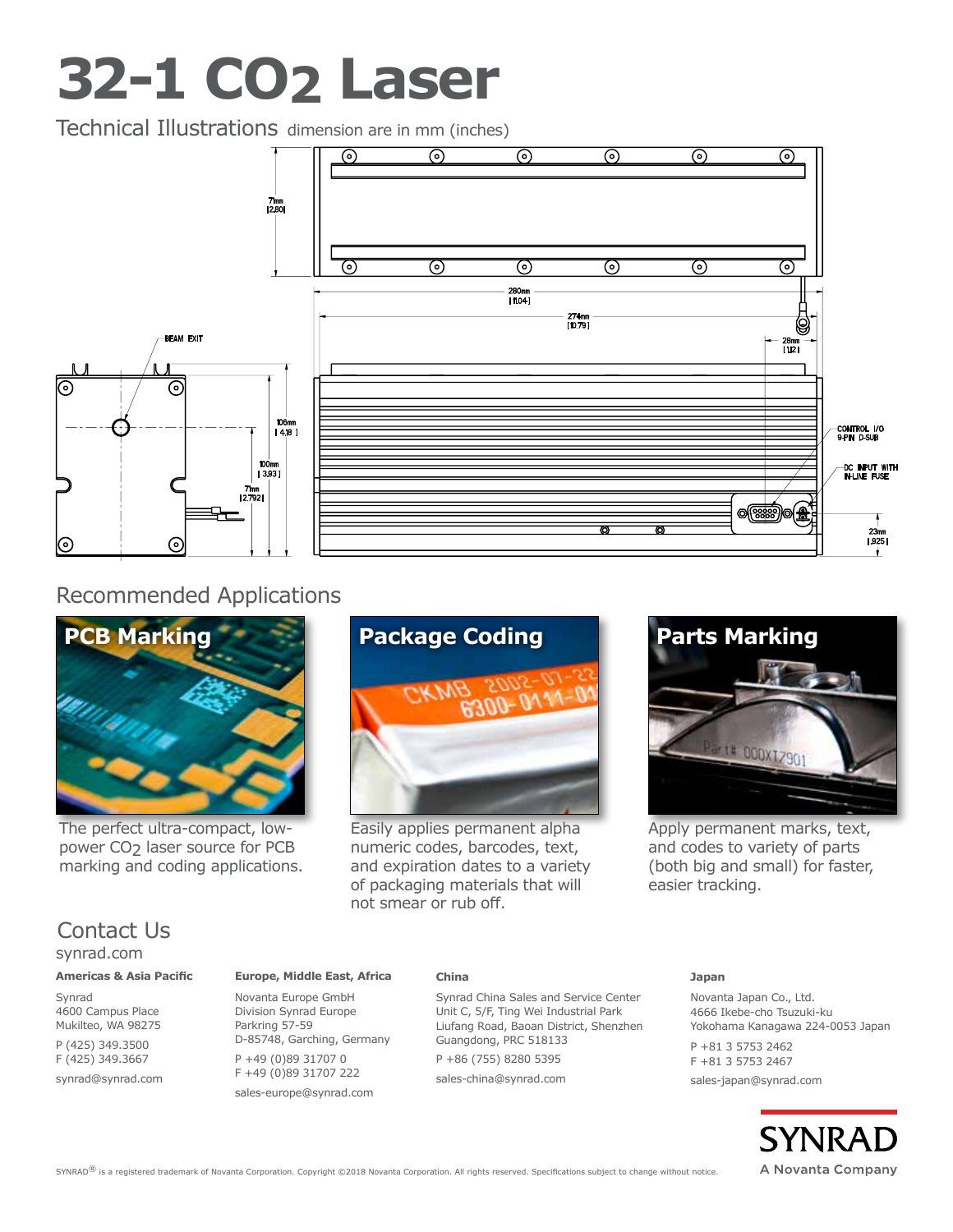# 32-1 $CO_2$ Laser

## Technical Illustrations dimension are in mm (inches)

71mm
[2.80]

280mm
[11.04]

274mm
[10.79]

28mm
[1.12]

BEAM EXIT

106mm
[4.18]

100mm
[3.93]

71mm
[2.792]

CONTROL I/O
9-PIN D-SUB

DC INPUT WITH
IN-LINE FUSE

23mm
[.925]

## Recommended Applications

### PCB Marking

The perfect ultra-compact, low-power $CO_2$ laser source for PCB marking and coding applications.

### Package Coding

Easily applies permanent alpha numeric codes, barcodes, text, and expiration dates to a variety of packaging materials that will not smear or rub off.

### Parts Marking

Apply permanent marks, text, and codes to variety of parts (both big and small) for faster, easier tracking.

## Contact Us

synrad.com

**Americas & Asia Pacific**

Synrad
4600 Campus Place
Mukilteo, WA 98275

P (425) 349.3500
F (425) 349.3667

synrad@synrad.com

**Europe, Middle East, Africa**

Novanta Europe GmbH
Division Synrad Europe
Parkring 57-59
D-85748, Garching, Germany

P +49 (0)89 31707 0
F +49 (0)89 31707 222

sales-europe@synrad.com

**China**

Synrad China Sales and Service Center
Unit C, 5/F, Ting Wei Industrial Park
Liufang Road, Baoan District, Shenzhen
Guangdong, PRC 518133

P +86 (755) 8280 5395

sales-china@synrad.com

**Japan**

Novanta Japan Co., Ltd.
4666 Ikebe-cho Tsuzuki-ku
Yokohama Kanagawa 224-0053 Japan

P +81 3 5753 2462
F +81 3 5753 2467

sales-japan@synrad.com

SYNRAD
A Novanta Company

SYNRAD® is a registered trademark of Novanta Corporation. Copyright ©2018 Novanta Corporation. All rights reserved. Specifications subject to change without notice.